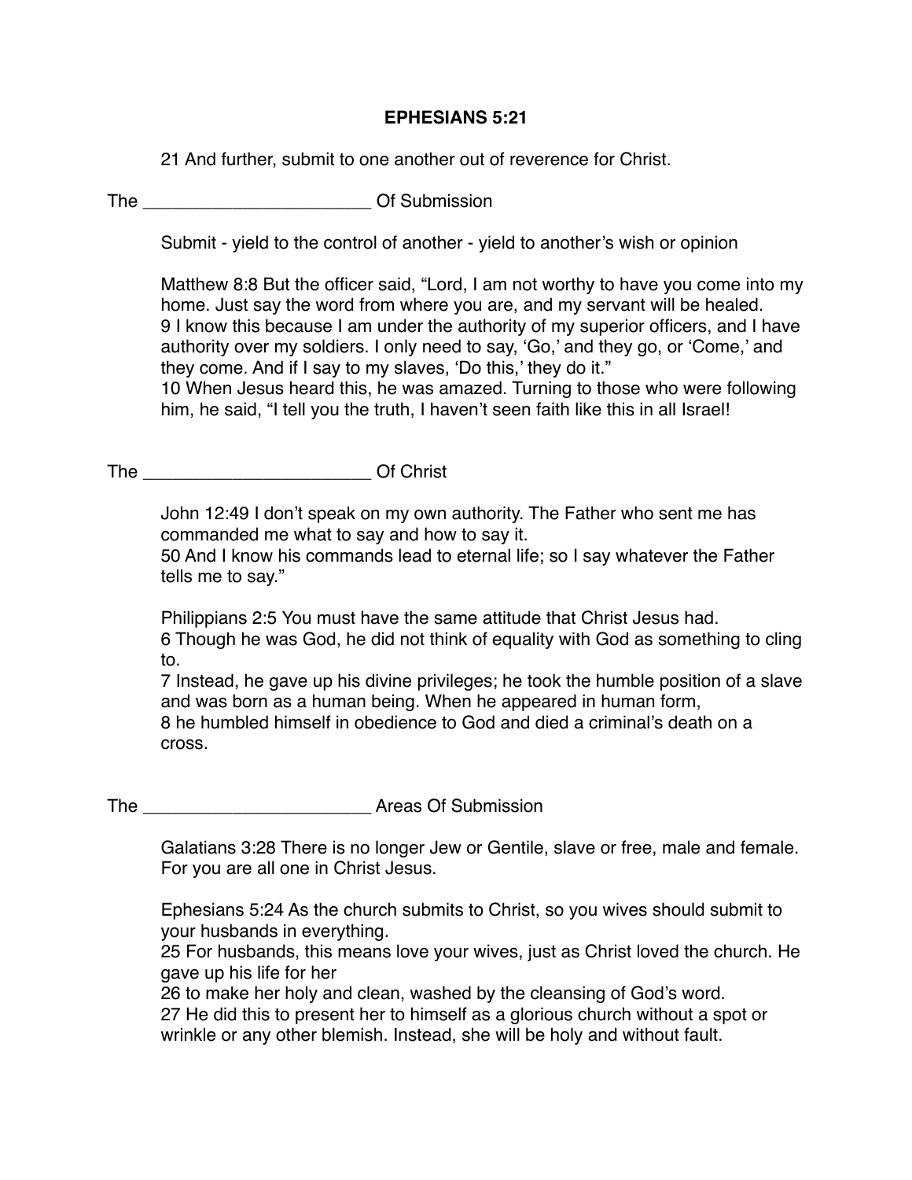# EPHESIANS 5:21

21 And further, submit to one another out of reverence for Christ.

The _______________________ Of Submission

Submit - yield to the control of another - yield to another's wish or opinion

Matthew 8:8 But the officer said, "Lord, I am not worthy to have you come into my home. Just say the word from where you are, and my servant will be healed.
9 I know this because I am under the authority of my superior officers, and I have authority over my soldiers. I only need to say, 'Go,' and they go, or 'Come,' and they come. And if I say to my slaves, 'Do this,' they do it."
10 When Jesus heard this, he was amazed. Turning to those who were following him, he said, "I tell you the truth, I haven't seen faith like this in all Israel!

The _______________________ Of Christ

John 12:49 I don't speak on my own authority. The Father who sent me has commanded me what to say and how to say it.
50 And I know his commands lead to eternal life; so I say whatever the Father tells me to say."

Philippians 2:5 You must have the same attitude that Christ Jesus had.
6 Though he was God, he did not think of equality with God as something to cling to.
7 Instead, he gave up his divine privileges; he took the humble position of a slave and was born as a human being. When he appeared in human form,
8 he humbled himself in obedience to God and died a criminal's death on a cross.

The _______________________ Areas Of Submission

Galatians 3:28 There is no longer Jew or Gentile, slave or free, male and female. For you are all one in Christ Jesus.

Ephesians 5:24 As the church submits to Christ, so you wives should submit to your husbands in everything.
25 For husbands, this means love your wives, just as Christ loved the church. He gave up his life for her
26 to make her holy and clean, washed by the cleansing of God's word.
27 He did this to present her to himself as a glorious church without a spot or wrinkle or any other blemish. Instead, she will be holy and without fault.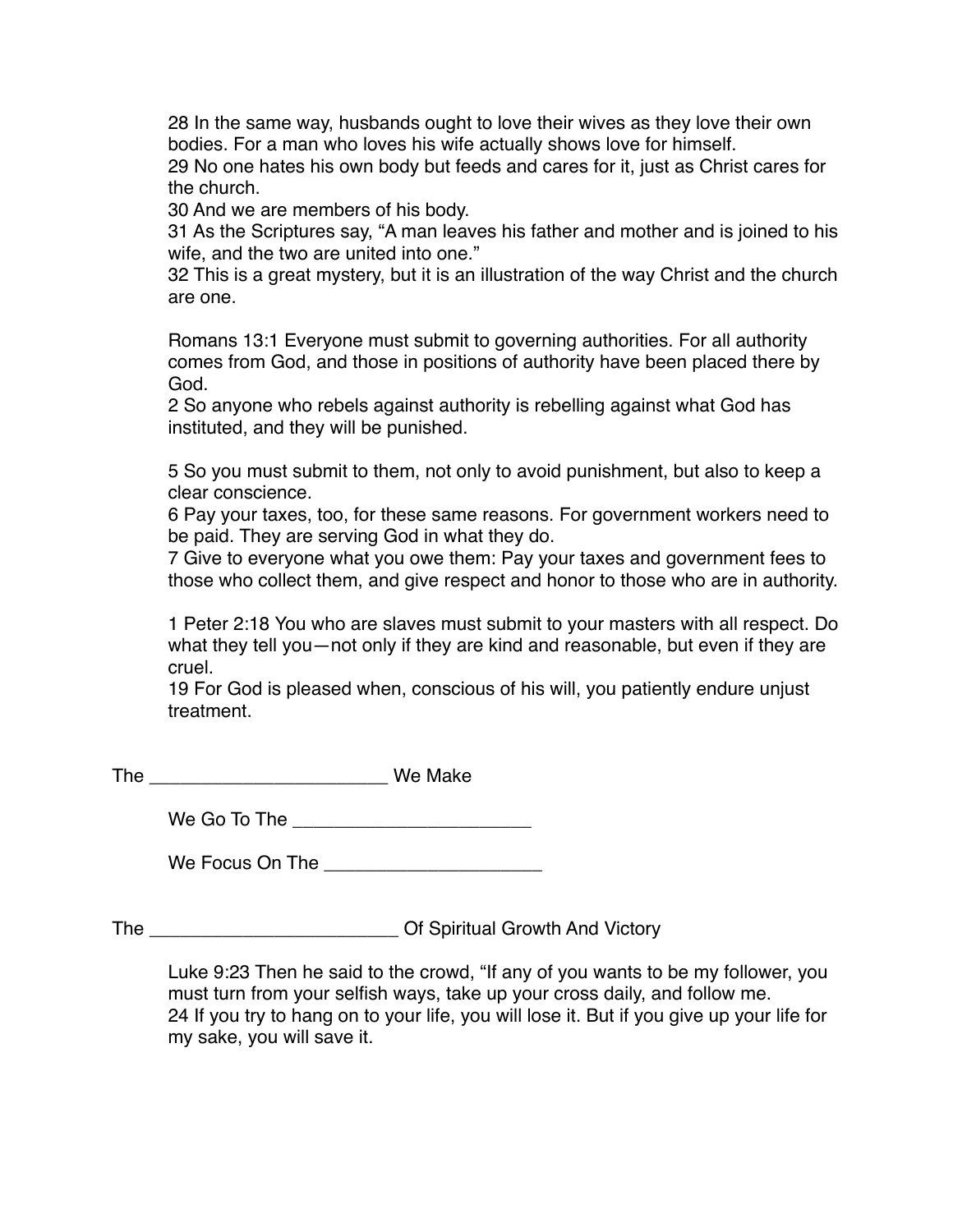28 In the same way, husbands ought to love their wives as they love their own bodies. For a man who loves his wife actually shows love for himself.
29 No one hates his own body but feeds and cares for it, just as Christ cares for the church.
30 And we are members of his body.
31 As the Scriptures say, “A man leaves his father and mother and is joined to his wife, and the two are united into one.”
32 This is a great mystery, but it is an illustration of the way Christ and the church are one.

Romans 13:1 Everyone must submit to governing authorities. For all authority comes from God, and those in positions of authority have been placed there by God.
2 So anyone who rebels against authority is rebelling against what God has instituted, and they will be punished.

5 So you must submit to them, not only to avoid punishment, but also to keep a clear conscience.
6 Pay your taxes, too, for these same reasons. For government workers need to be paid. They are serving God in what they do.
7 Give to everyone what you owe them: Pay your taxes and government fees to those who collect them, and give respect and honor to those who are in authority.

1 Peter 2:18 You who are slaves must submit to your masters with all respect. Do what they tell you—not only if they are kind and reasonable, but even if they are cruel.
19 For God is pleased when, conscious of his will, you patiently endure unjust treatment.

The ______________________ We Make

We Go To The ______________________

We Focus On The ____________________

The _______________________ Of Spiritual Growth And Victory

Luke 9:23 Then he said to the crowd, “If any of you wants to be my follower, you must turn from your selfish ways, take up your cross daily, and follow me.
24 If you try to hang on to your life, you will lose it. But if you give up your life for my sake, you will save it.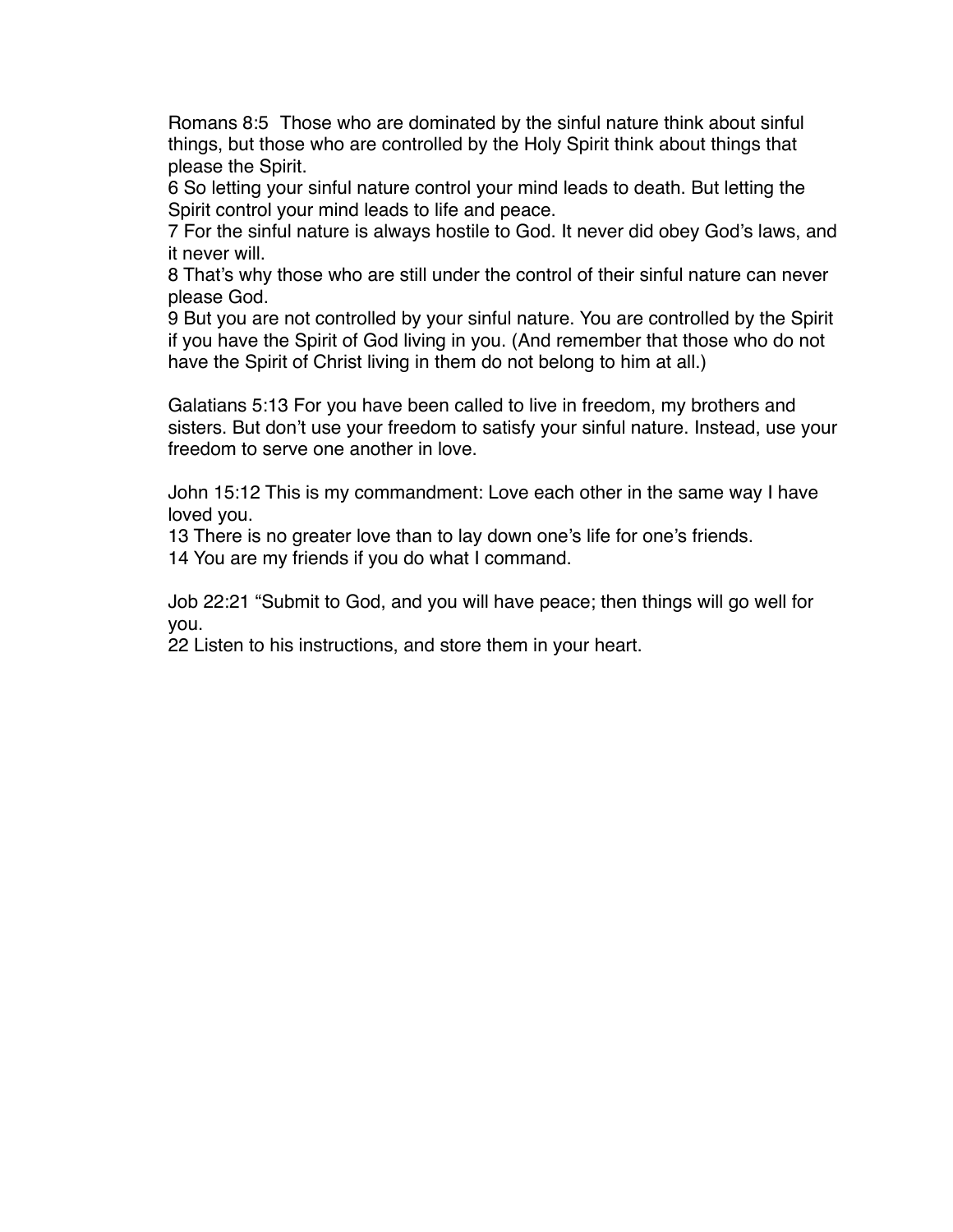Romans 8:5  Those who are dominated by the sinful nature think about sinful things, but those who are controlled by the Holy Spirit think about things that please the Spirit.
6 So letting your sinful nature control your mind leads to death. But letting the Spirit control your mind leads to life and peace.
7 For the sinful nature is always hostile to God. It never did obey God's laws, and it never will.
8 That's why those who are still under the control of their sinful nature can never please God.
9 But you are not controlled by your sinful nature. You are controlled by the Spirit if you have the Spirit of God living in you. (And remember that those who do not have the Spirit of Christ living in them do not belong to him at all.)

Galatians 5:13 For you have been called to live in freedom, my brothers and sisters. But don't use your freedom to satisfy your sinful nature. Instead, use your freedom to serve one another in love.

John 15:12 This is my commandment: Love each other in the same way I have loved you.
13 There is no greater love than to lay down one's life for one's friends.
14 You are my friends if you do what I command.

Job 22:21 "Submit to God, and you will have peace; then things will go well for you.
22 Listen to his instructions, and store them in your heart.